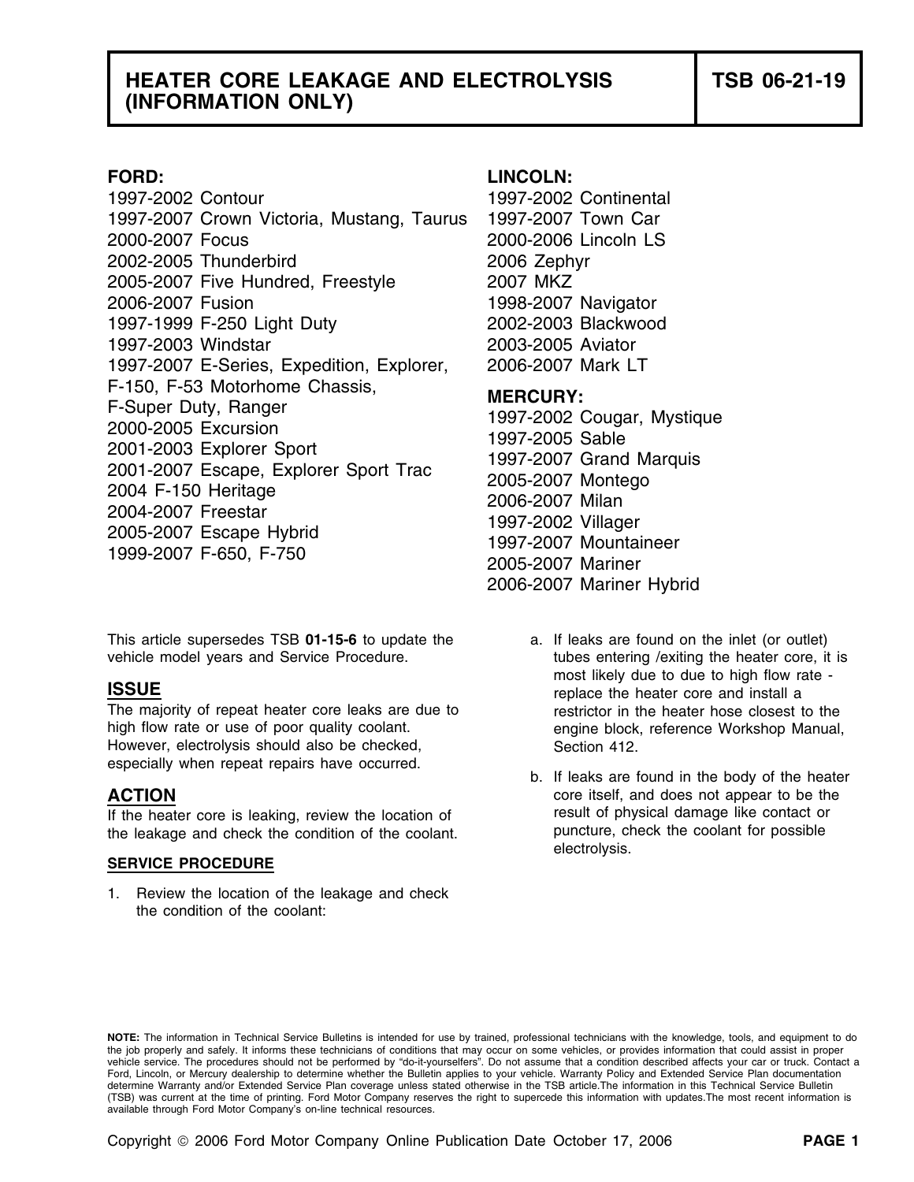# HEATER CORE LEAKAGE AND ELECTROLYSIS (INFORMATION ONLY)

**TSB 06-21-19**

**FORD:**

1997-2002 Contour
1997-2007 Crown Victoria, Mustang, Taurus
2000-2007 Focus
2002-2005 Thunderbird
2005-2007 Five Hundred, Freestyle
2006-2007 Fusion
1997-1999 F-250 Light Duty
1997-2003 Windstar
1997-2007 E-Series, Expedition, Explorer, F-150, F-53 Motorhome Chassis, F-Super Duty, Ranger
2000-2005 Excursion
2001-2003 Explorer Sport
2001-2007 Escape, Explorer Sport Trac
2004 F-150 Heritage
2004-2007 Freestar
2005-2007 Escape Hybrid
1999-2007 F-650, F-750

**LINCOLN:**

1997-2002 Continental
1997-2007 Town Car
2000-2006 Lincoln LS
2006 Zephyr
2007 MKZ
1998-2007 Navigator
2002-2003 Blackwood
2003-2005 Aviator
2006-2007 Mark LT

**MERCURY:**

1997-2002 Cougar, Mystique
1997-2005 Sable
1997-2007 Grand Marquis
2005-2007 Montego
2006-2007 Milan
1997-2002 Villager
1997-2007 Mountaineer
2005-2007 Mariner
2006-2007 Mariner Hybrid

This article supersedes TSB **01-15-6** to update the vehicle model years and Service Procedure.

## ISSUE

The majority of repeat heater core leaks are due to high flow rate or use of poor quality coolant. However, electrolysis should also be checked, especially when repeat repairs have occurred.

## ACTION

If the heater core is leaking, review the location of the leakage and check the condition of the coolant.

### SERVICE PROCEDURE

1. Review the location of the leakage and check the condition of the coolant:

   a. If leaks are found on the inlet (or outlet) tubes entering /exiting the heater core, it is most likely due to due to high flow rate - replace the heater core and install a restrictor in the heater hose closest to the engine block, reference Workshop Manual, Section 412.

   b. If leaks are found in the body of the heater core itself, and does not appear to be the result of physical damage like contact or puncture, check the coolant for possible electrolysis.

**NOTE:** The information in Technical Service Bulletins is intended for use by trained, professional technicians with the knowledge, tools, and equipment to do the job properly and safely. It informs these technicians of conditions that may occur on some vehicles, or provides information that could assist in proper vehicle service. The procedures should not be performed by "do-it-yourselfers". Do not assume that a condition described affects your car or truck. Contact a Ford, Lincoln, or Mercury dealership to determine whether the Bulletin applies to your vehicle. Warranty Policy and Extended Service Plan documentation determine Warranty and/or Extended Service Plan coverage unless stated otherwise in the TSB article.The information in this Technical Service Bulletin (TSB) was current at the time of printing. Ford Motor Company reserves the right to supercede this information with updates.The most recent information is available through Ford Motor Company's on-line technical resources.

Copyright © 2006 Ford Motor Company Online Publication Date October 17, 2006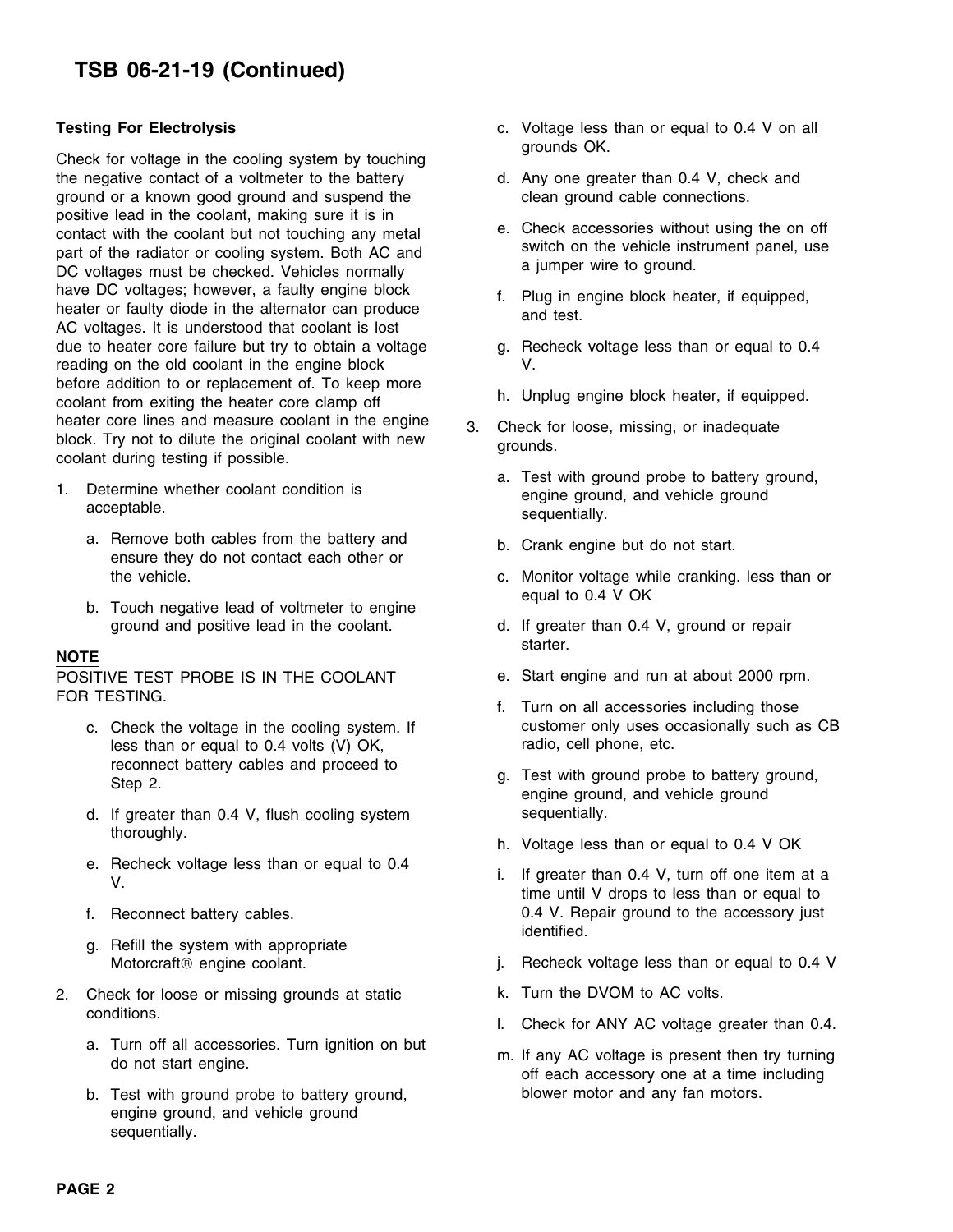## TSB 06-21-19 (Continued)

**Testing For Electrolysis**

Check for voltage in the cooling system by touching the negative contact of a voltmeter to the battery ground or a known good ground and suspend the positive lead in the coolant, making sure it is in contact with the coolant but not touching any metal part of the radiator or cooling system. Both AC and DC voltages must be checked. Vehicles normally have DC voltages; however, a faulty engine block heater or faulty diode in the alternator can produce AC voltages. It is understood that coolant is lost due to heater core failure but try to obtain a voltage reading on the old coolant in the engine block before addition to or replacement of. To keep more coolant from exiting the heater core clamp off heater core lines and measure coolant in the engine block. Try not to dilute the original coolant with new coolant during testing if possible.

1. Determine whether coolant condition is acceptable.
   a. Remove both cables from the battery and ensure they do not contact each other or the vehicle.
   b. Touch negative lead of voltmeter to engine ground and positive lead in the coolant.

**NOTE**

POSITIVE TEST PROBE IS IN THE COOLANT FOR TESTING.

   c. Check the voltage in the cooling system. If less than or equal to 0.4 volts (V) OK, reconnect battery cables and proceed to Step 2.
   d. If greater than 0.4 V, flush cooling system thoroughly.
   e. Recheck voltage less than or equal to 0.4 V.
   f. Reconnect battery cables.
   g. Refill the system with appropriate Motorcraft® engine coolant.
2. Check for loose or missing grounds at static conditions.
   a. Turn off all accessories. Turn ignition on but do not start engine.
   b. Test with ground probe to battery ground, engine ground, and vehicle ground sequentially.
   c. Voltage less than or equal to 0.4 V on all grounds OK.
   d. Any one greater than 0.4 V, check and clean ground cable connections.
   e. Check accessories without using the on off switch on the vehicle instrument panel, use a jumper wire to ground.
   f. Plug in engine block heater, if equipped, and test.
   g. Recheck voltage less than or equal to 0.4 V.
   h. Unplug engine block heater, if equipped.
3. Check for loose, missing, or inadequate grounds.
   a. Test with ground probe to battery ground, engine ground, and vehicle ground sequentially.
   b. Crank engine but do not start.
   c. Monitor voltage while cranking. less than or equal to 0.4 V OK
   d. If greater than 0.4 V, ground or repair starter.
   e. Start engine and run at about 2000 rpm.
   f. Turn on all accessories including those customer only uses occasionally such as CB radio, cell phone, etc.
   g. Test with ground probe to battery ground, engine ground, and vehicle ground sequentially.
   h. Voltage less than or equal to 0.4 V OK
   i. If greater than 0.4 V, turn off one item at a time until V drops to less than or equal to 0.4 V. Repair ground to the accessory just identified.
   j. Recheck voltage less than or equal to 0.4 V
   k. Turn the DVOM to AC volts.
   l. Check for ANY AC voltage greater than 0.4.
   m. If any AC voltage is present then try turning off each accessory one at a time including blower motor and any fan motors.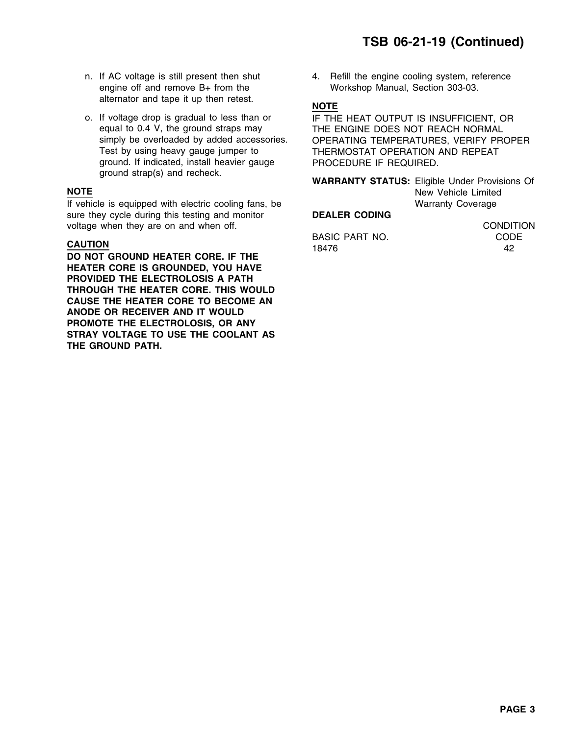n. If AC voltage is still present then shut engine off and remove B+ from the alternator and tape it up then retest.

o. If voltage drop is gradual to less than or equal to 0.4 V, the ground straps may simply be overloaded by added accessories. Test by using heavy gauge jumper to ground. If indicated, install heavier gauge ground strap(s) and recheck.

**NOTE**

If vehicle is equipped with electric cooling fans, be sure they cycle during this testing and monitor voltage when they are on and when off.

**CAUTION**

**DO NOT GROUND HEATER CORE. IF THE HEATER CORE IS GROUNDED, YOU HAVE PROVIDED THE ELECTROLOSIS A PATH THROUGH THE HEATER CORE. THIS WOULD CAUSE THE HEATER CORE TO BECOME AN ANODE OR RECEIVER AND IT WOULD PROMOTE THE ELECTROLOSIS, OR ANY STRAY VOLTAGE TO USE THE COOLANT AS THE GROUND PATH.**

4. Refill the engine cooling system, reference Workshop Manual, Section 303-03.

**NOTE**

IF THE HEAT OUTPUT IS INSUFFICIENT, OR THE ENGINE DOES NOT REACH NORMAL OPERATING TEMPERATURES, VERIFY PROPER THERMOSTAT OPERATION AND REPEAT PROCEDURE IF REQUIRED.

**WARRANTY STATUS:** Eligible Under Provisions Of New Vehicle Limited Warranty Coverage

**DEALER CODING**

| BASIC PART NO. | CONDITION CODE |
| --- | --- |
| 18476 | 42 |